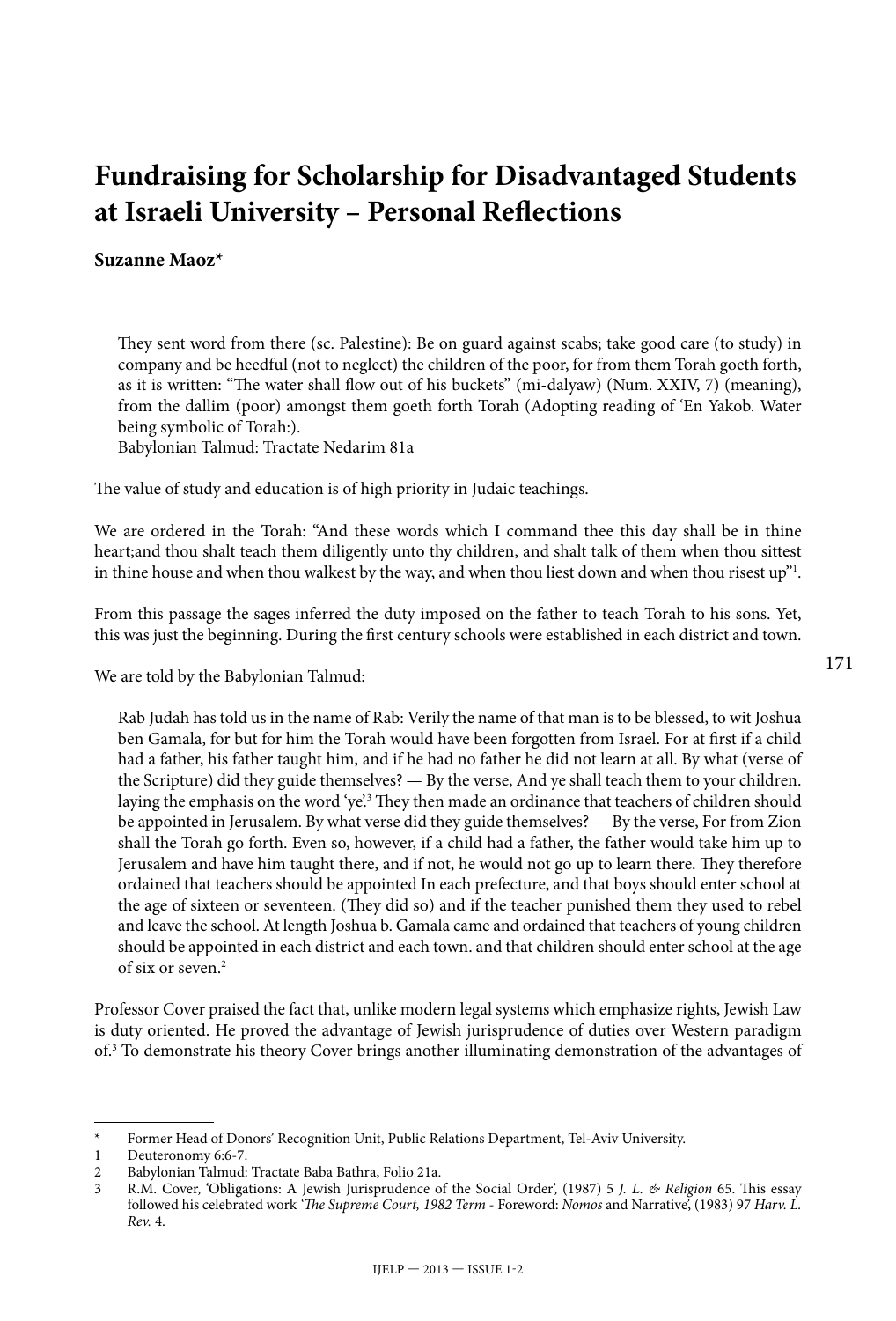# Fundraising for Scholarship for Disadvantaged Students at Israeli University – Personal Reflections

**Suzanne Maoz***

> They sent word from there (sc. Palestine): Be on guard against scabs; take good care (to study) in company and be heedful (not to neglect) the children of the poor, for from them Torah goeth forth, as it is written: "The water shall flow out of his buckets" (mi-dalyaw) (Num. XXIV, 7) (meaning), from the dallim (poor) amongst them goeth forth Torah (Adopting reading of 'En Yakob. Water being symbolic of Torah:).
> Babylonian Talmud: Tractate Nedarim 81a

The value of study and education is of high priority in Judaic teachings.

We are ordered in the Torah: "And these words which I command thee this day shall be in thine heart;and thou shalt teach them diligently unto thy children, and shalt talk of them when thou sittest in thine house and when thou walkest by the way, and when thou liest down and when thou risest up"[1].

From this passage the sages inferred the duty imposed on the father to teach Torah to his sons. Yet, this was just the beginning. During the first century schools were established in each district and town.

We are told by the Babylonian Talmud:

> Rab Judah has told us in the name of Rab: Verily the name of that man is to be blessed, to wit Joshua ben Gamala, for but for him the Torah would have been forgotten from Israel. For at first if a child had a father, his father taught him, and if he had no father he did not learn at all. By what (verse of the Scripture) did they guide themselves? — By the verse, And ye shall teach them to your children. laying the emphasis on the word 'ye'.[3] They then made an ordinance that teachers of children should be appointed in Jerusalem. By what verse did they guide themselves? — By the verse, For from Zion shall the Torah go forth. Even so, however, if a child had a father, the father would take him up to Jerusalem and have him taught there, and if not, he would not go up to learn there. They therefore ordained that teachers should be appointed In each prefecture, and that boys should enter school at the age of sixteen or seventeen. (They did so) and if the teacher punished them they used to rebel and leave the school. At length Joshua b. Gamala came and ordained that teachers of young children should be appointed in each district and each town. and that children should enter school at the age of six or seven.[2]

Professor Cover praised the fact that, unlike modern legal systems which emphasize rights, Jewish Law is duty oriented. He proved the advantage of Jewish jurisprudence of duties over Western paradigm of.[3] To demonstrate his theory Cover brings another illuminating demonstration of the advantages of

---

\* Former Head of Donors' Recognition Unit, Public Relations Department, Tel-Aviv University.

1 Deuteronomy 6:6-7.

2 Babylonian Talmud: Tractate Baba Bathra, Folio 21a.

3 R.M. Cover, 'Obligations: A Jewish Jurisprudence of the Social Order', (1987) 5 *J. L. & Religion* 65. This essay followed his celebrated work *'The Supreme Court, 1982 Term* - Foreword: *Nomos* and Narrative', (1983) 97 *Harv. L. Rev.* 4.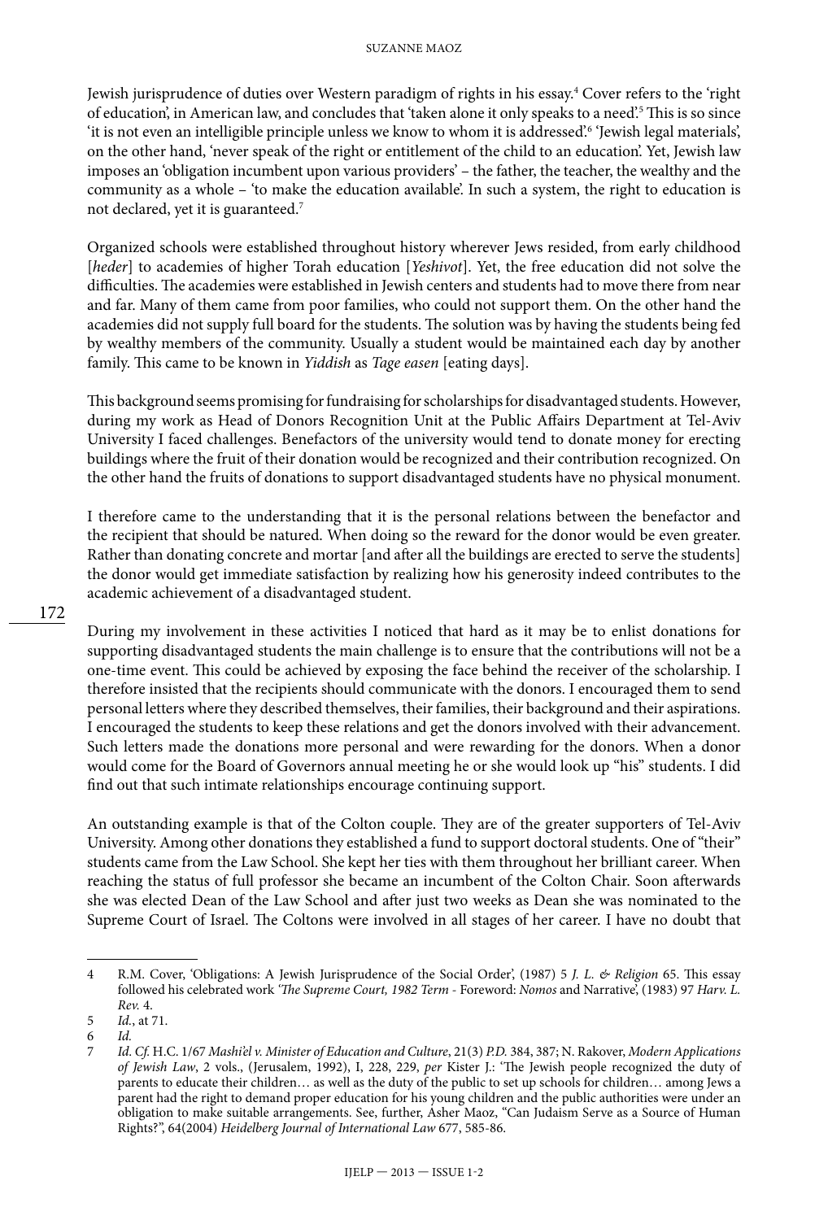Jewish jurisprudence of duties over Western paradigm of rights in his essay.[4] Cover refers to the 'right of education', in American law, and concludes that 'taken alone it only speaks to a need'.[5] This is so since 'it is not even an intelligible principle unless we know to whom it is addressed'.[6] 'Jewish legal materials', on the other hand, 'never speak of the right or entitlement of the child to an education'. Yet, Jewish law imposes an 'obligation incumbent upon various providers' – the father, the teacher, the wealthy and the community as a whole – 'to make the education available'. In such a system, the right to education is not declared, yet it is guaranteed.[7]

Organized schools were established throughout history wherever Jews resided, from early childhood [*heder*] to academies of higher Torah education [*Yeshivot*]. Yet, the free education did not solve the difficulties. The academies were established in Jewish centers and students had to move there from near and far. Many of them came from poor families, who could not support them. On the other hand the academies did not supply full board for the students. The solution was by having the students being fed by wealthy members of the community. Usually a student would be maintained each day by another family. This came to be known in *Yiddish* as *Tage easen* [eating days].

This background seems promising for fundraising for scholarships for disadvantaged students. However, during my work as Head of Donors Recognition Unit at the Public Affairs Department at Tel-Aviv University I faced challenges. Benefactors of the university would tend to donate money for erecting buildings where the fruit of their donation would be recognized and their contribution recognized. On the other hand the fruits of donations to support disadvantaged students have no physical monument.

I therefore came to the understanding that it is the personal relations between the benefactor and the recipient that should be natured. When doing so the reward for the donor would be even greater. Rather than donating concrete and mortar [and after all the buildings are erected to serve the students] the donor would get immediate satisfaction by realizing how his generosity indeed contributes to the academic achievement of a disadvantaged student.

During my involvement in these activities I noticed that hard as it may be to enlist donations for supporting disadvantaged students the main challenge is to ensure that the contributions will not be a one-time event. This could be achieved by exposing the face behind the receiver of the scholarship. I therefore insisted that the recipients should communicate with the donors. I encouraged them to send personal letters where they described themselves, their families, their background and their aspirations. I encouraged the students to keep these relations and get the donors involved with their advancement. Such letters made the donations more personal and were rewarding for the donors. When a donor would come for the Board of Governors annual meeting he or she would look up "his" students. I did find out that such intimate relationships encourage continuing support.

An outstanding example is that of the Colton couple. They are of the greater supporters of Tel-Aviv University. Among other donations they established a fund to support doctoral students. One of "their" students came from the Law School. She kept her ties with them throughout her brilliant career. When reaching the status of full professor she became an incumbent of the Colton Chair. Soon afterwards she was elected Dean of the Law School and after just two weeks as Dean she was nominated to the Supreme Court of Israel. The Coltons were involved in all stages of her career. I have no doubt that

---

4 R.M. Cover, 'Obligations: A Jewish Jurisprudence of the Social Order', (1987) 5 *J. L. & Religion* 65. This essay followed his celebrated work *'The Supreme Court, 1982 Term* - Foreword: *Nomos* and Narrative', (1983) 97 *Harv. L. Rev.* 4.

5 *Id.*, at 71.

6 *Id.*

7 *Id. Cf.* H.C. 1/67 *Mashi'el v. Minister of Education and Culture*, 21(3) *P.D.* 384, 387; N. Rakover, *Modern Applications of Jewish Law*, 2 vols., (Jerusalem, 1992), I, 228, 229, *per* Kister J.: 'The Jewish people recognized the duty of parents to educate their children… as well as the duty of the public to set up schools for children… among Jews a parent had the right to demand proper education for his young children and the public authorities were under an obligation to make suitable arrangements. See, further, Asher Maoz, "Can Judaism Serve as a Source of Human Rights?", 64(2004) *Heidelberg Journal of International Law* 677, 585-86.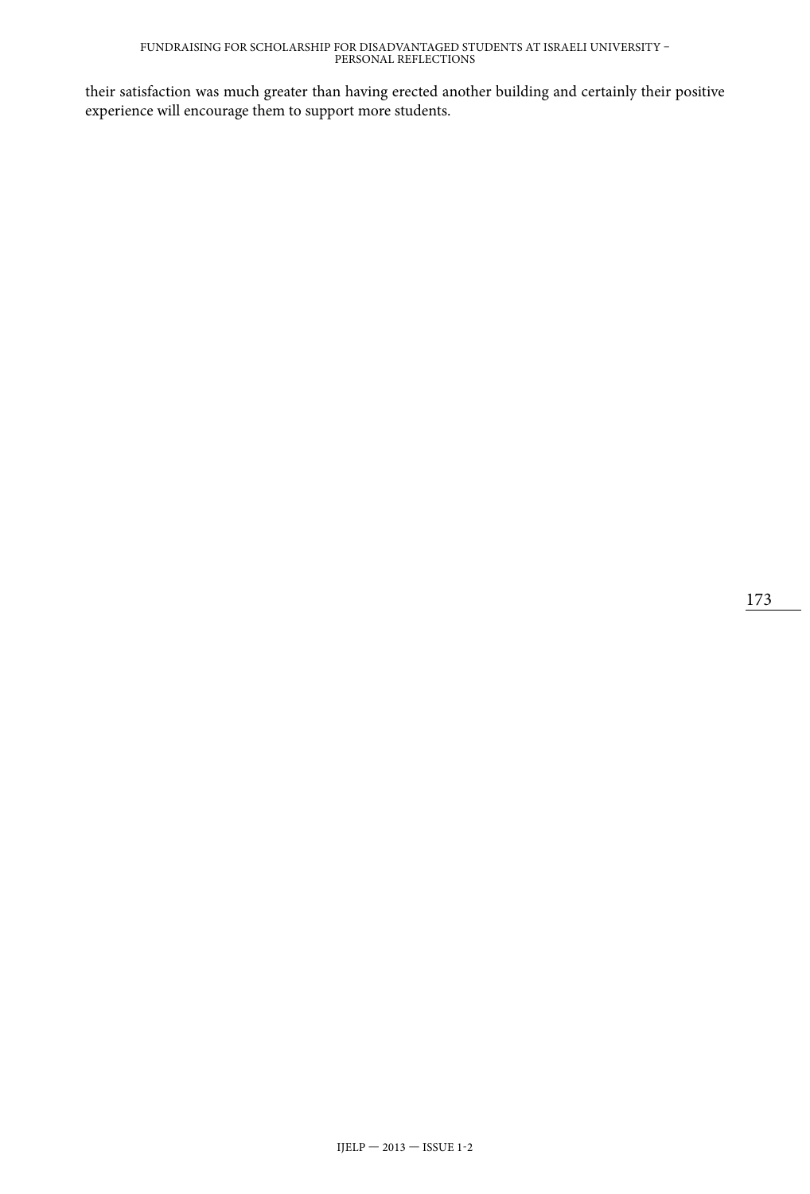their satisfaction was much greater than having erected another building and certainly their positive experience will encourage them to support more students.